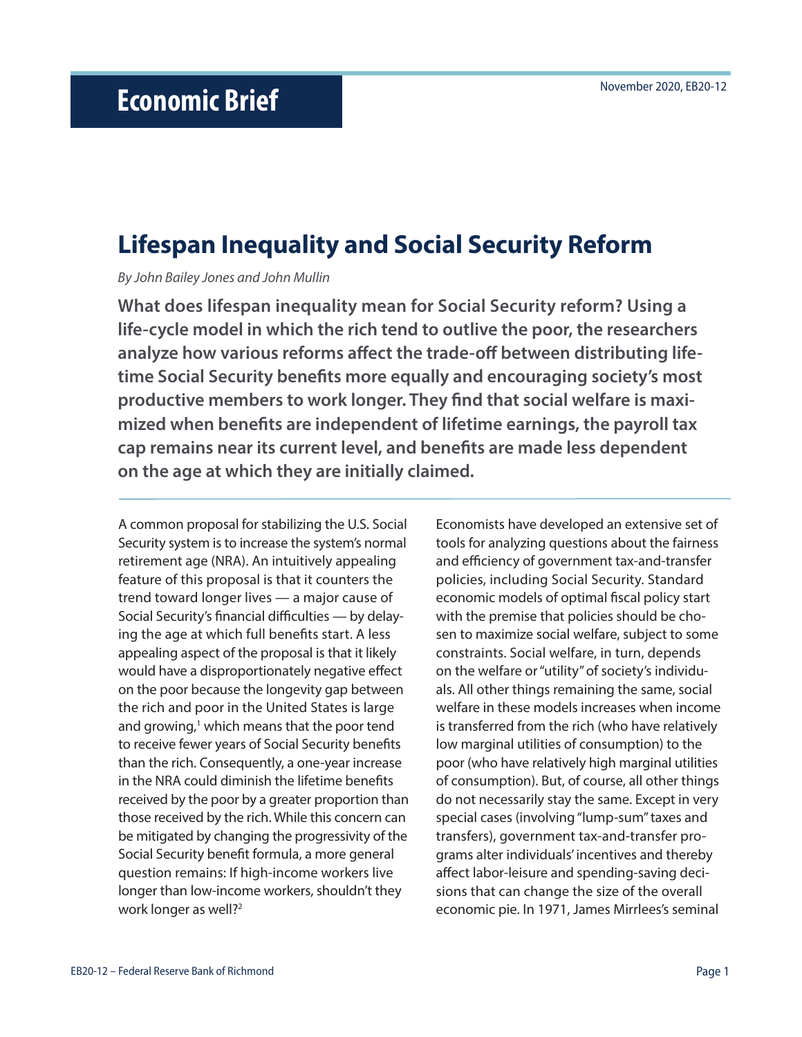# Economic Brief

November 2020, EB20-12

## Lifespan Inequality and Social Security Reform

*By John Bailey Jones and John Mullin*

**What does lifespan inequality mean for Social Security reform? Using a life-cycle model in which the rich tend to outlive the poor, the researchers analyze how various reforms affect the trade-off between distributing lifetime Social Security benefits more equally and encouraging society's most productive members to work longer. They find that social welfare is maximized when benefits are independent of lifetime earnings, the payroll tax cap remains near its current level, and benefits are made less dependent on the age at which they are initially claimed.**

A common proposal for stabilizing the U.S. Social Security system is to increase the system's normal retirement age (NRA). An intuitively appealing feature of this proposal is that it counters the trend toward longer lives — a major cause of Social Security's financial difficulties — by delaying the age at which full benefits start. A less appealing aspect of the proposal is that it likely would have a disproportionately negative effect on the poor because the longevity gap between the rich and poor in the United States is large and growing,[1] which means that the poor tend to receive fewer years of Social Security benefits than the rich. Consequently, a one-year increase in the NRA could diminish the lifetime benefits received by the poor by a greater proportion than those received by the rich. While this concern can be mitigated by changing the progressivity of the Social Security benefit formula, a more general question remains: If high-income workers live longer than low-income workers, shouldn't they work longer as well?[2]

Economists have developed an extensive set of tools for analyzing questions about the fairness and efficiency of government tax-and-transfer policies, including Social Security. Standard economic models of optimal fiscal policy start with the premise that policies should be chosen to maximize social welfare, subject to some constraints. Social welfare, in turn, depends on the welfare or "utility" of society's individuals. All other things remaining the same, social welfare in these models increases when income is transferred from the rich (who have relatively low marginal utilities of consumption) to the poor (who have relatively high marginal utilities of consumption). But, of course, all other things do not necessarily stay the same. Except in very special cases (involving "lump-sum" taxes and transfers), government tax-and-transfer programs alter individuals' incentives and thereby affect labor-leisure and spending-saving decisions that can change the size of the overall economic pie. In 1971, James Mirrlees's seminal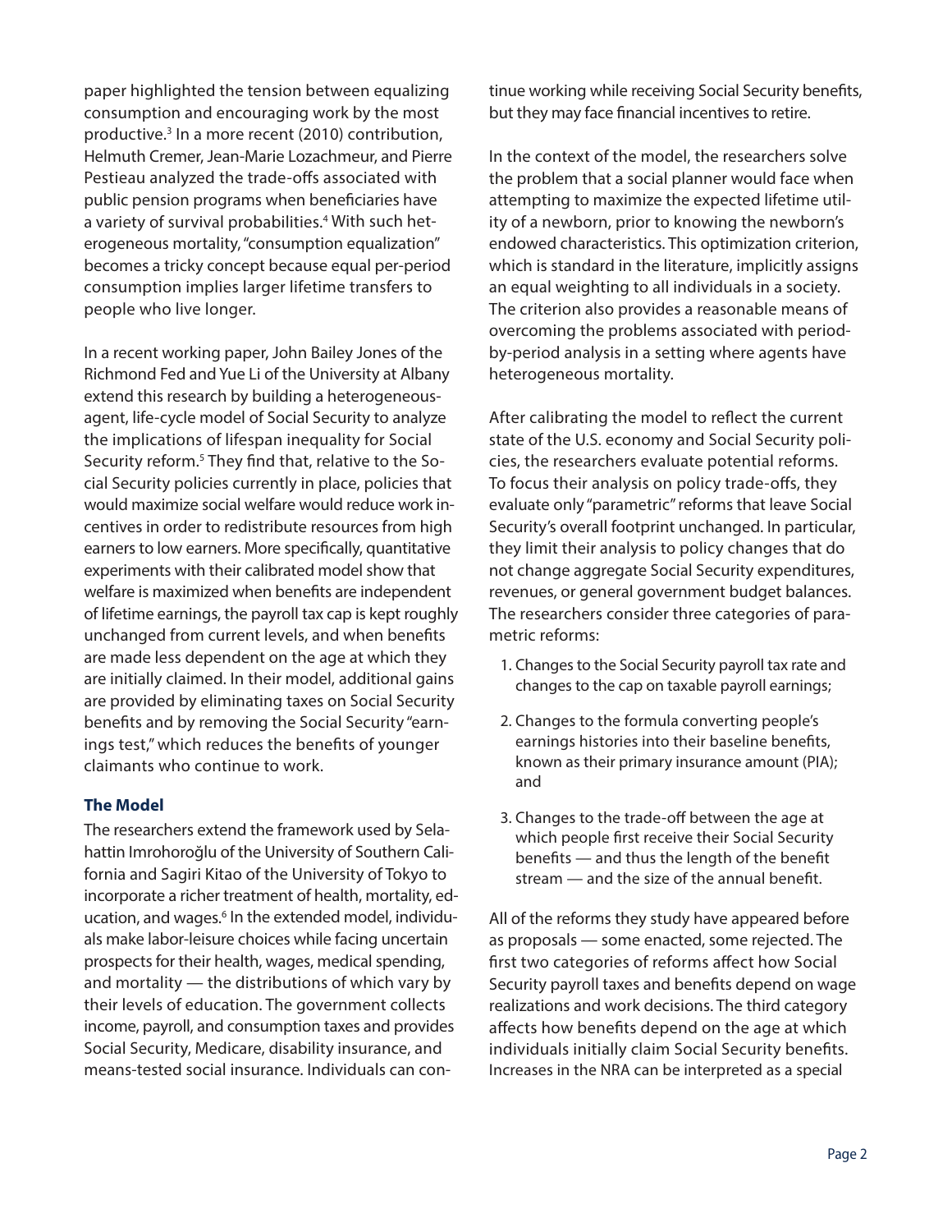paper highlighted the tension between equalizing consumption and encouraging work by the most productive.[3] In a more recent (2010) contribution, Helmuth Cremer, Jean-Marie Lozachmeur, and Pierre Pestieau analyzed the trade-offs associated with public pension programs when beneficiaries have a variety of survival probabilities.[4] With such heterogeneous mortality, "consumption equalization" becomes a tricky concept because equal per-period consumption implies larger lifetime transfers to people who live longer.

In a recent working paper, John Bailey Jones of the Richmond Fed and Yue Li of the University at Albany extend this research by building a heterogeneous-agent, life-cycle model of Social Security to analyze the implications of lifespan inequality for Social Security reform.[5] They find that, relative to the Social Security policies currently in place, policies that would maximize social welfare would reduce work incentives in order to redistribute resources from high earners to low earners. More specifically, quantitative experiments with their calibrated model show that welfare is maximized when benefits are independent of lifetime earnings, the payroll tax cap is kept roughly unchanged from current levels, and when benefits are made less dependent on the age at which they are initially claimed. In their model, additional gains are provided by eliminating taxes on Social Security benefits and by removing the Social Security "earnings test," which reduces the benefits of younger claimants who continue to work.

### The Model

The researchers extend the framework used by Selahattin Imrohoroğlu of the University of Southern California and Sagiri Kitao of the University of Tokyo to incorporate a richer treatment of health, mortality, education, and wages.[6] In the extended model, individuals make labor-leisure choices while facing uncertain prospects for their health, wages, medical spending, and mortality — the distributions of which vary by their levels of education. The government collects income, payroll, and consumption taxes and provides Social Security, Medicare, disability insurance, and means-tested social insurance. Individuals can continue working while receiving Social Security benefits, but they may face financial incentives to retire.

In the context of the model, the researchers solve the problem that a social planner would face when attempting to maximize the expected lifetime utility of a newborn, prior to knowing the newborn's endowed characteristics. This optimization criterion, which is standard in the literature, implicitly assigns an equal weighting to all individuals in a society. The criterion also provides a reasonable means of overcoming the problems associated with period-by-period analysis in a setting where agents have heterogeneous mortality.

After calibrating the model to reflect the current state of the U.S. economy and Social Security policies, the researchers evaluate potential reforms. To focus their analysis on policy trade-offs, they evaluate only "parametric" reforms that leave Social Security's overall footprint unchanged. In particular, they limit their analysis to policy changes that do not change aggregate Social Security expenditures, revenues, or general government budget balances. The researchers consider three categories of parametric reforms:

1. Changes to the Social Security payroll tax rate and changes to the cap on taxable payroll earnings;
2. Changes to the formula converting people's earnings histories into their baseline benefits, known as their primary insurance amount (PIA); and
3. Changes to the trade-off between the age at which people first receive their Social Security benefits — and thus the length of the benefit stream — and the size of the annual benefit.

All of the reforms they study have appeared before as proposals — some enacted, some rejected. The first two categories of reforms affect how Social Security payroll taxes and benefits depend on wage realizations and work decisions. The third category affects how benefits depend on the age at which individuals initially claim Social Security benefits. Increases in the NRA can be interpreted as a special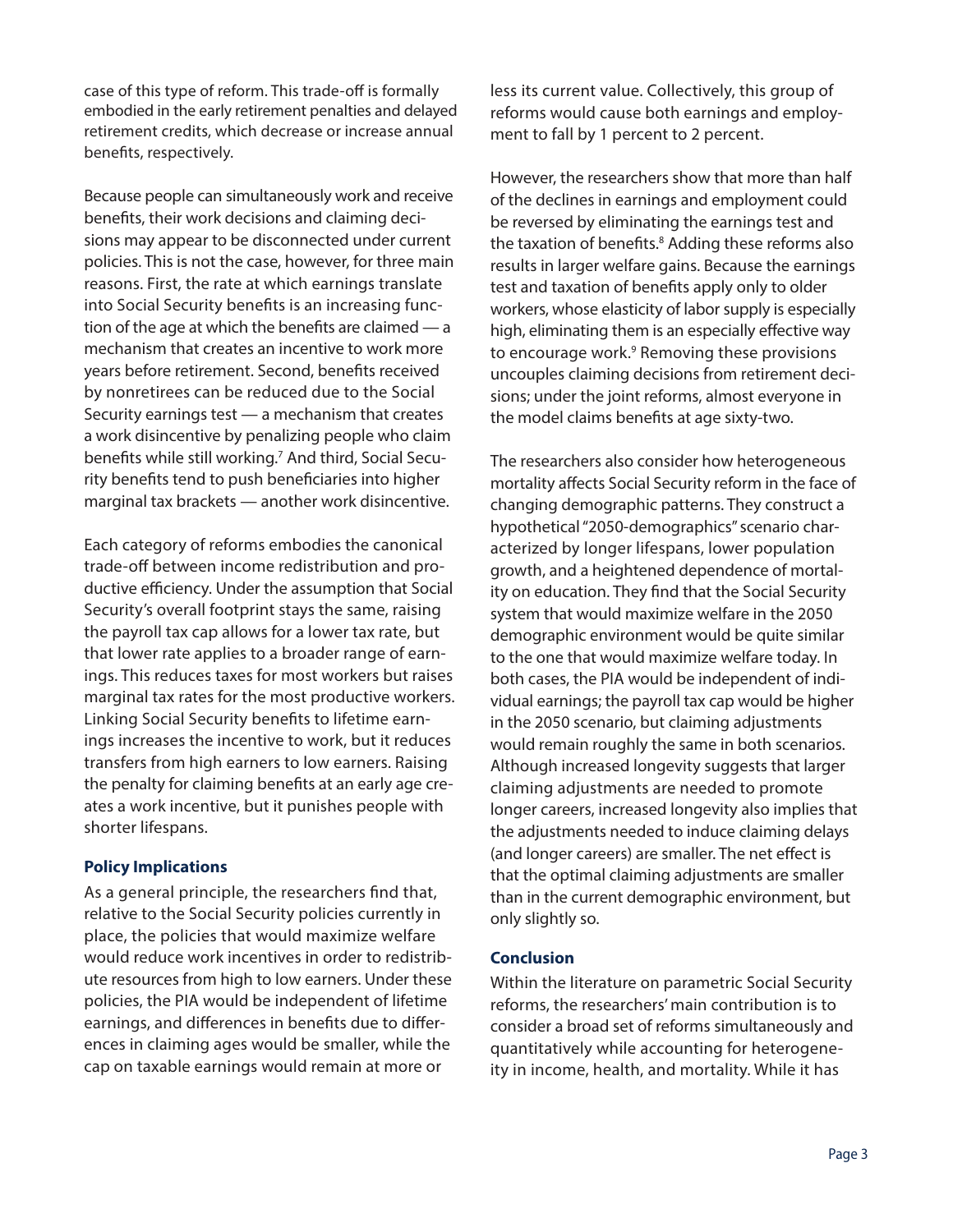case of this type of reform. This trade-off is formally embodied in the early retirement penalties and delayed retirement credits, which decrease or increase annual benefits, respectively.

Because people can simultaneously work and receive benefits, their work decisions and claiming decisions may appear to be disconnected under current policies. This is not the case, however, for three main reasons. First, the rate at which earnings translate into Social Security benefits is an increasing function of the age at which the benefits are claimed — a mechanism that creates an incentive to work more years before retirement. Second, benefits received by nonretirees can be reduced due to the Social Security earnings test — a mechanism that creates a work disincentive by penalizing people who claim benefits while still working.[7] And third, Social Security benefits tend to push beneficiaries into higher marginal tax brackets — another work disincentive.

Each category of reforms embodies the canonical trade-off between income redistribution and productive efficiency. Under the assumption that Social Security's overall footprint stays the same, raising the payroll tax cap allows for a lower tax rate, but that lower rate applies to a broader range of earnings. This reduces taxes for most workers but raises marginal tax rates for the most productive workers. Linking Social Security benefits to lifetime earnings increases the incentive to work, but it reduces transfers from high earners to low earners. Raising the penalty for claiming benefits at an early age creates a work incentive, but it punishes people with shorter lifespans.

### Policy Implications

As a general principle, the researchers find that, relative to the Social Security policies currently in place, the policies that would maximize welfare would reduce work incentives in order to redistribute resources from high to low earners. Under these policies, the PIA would be independent of lifetime earnings, and differences in benefits due to differences in claiming ages would be smaller, while the cap on taxable earnings would remain at more or less its current value. Collectively, this group of reforms would cause both earnings and employment to fall by 1 percent to 2 percent.

However, the researchers show that more than half of the declines in earnings and employment could be reversed by eliminating the earnings test and the taxation of benefits.[8] Adding these reforms also results in larger welfare gains. Because the earnings test and taxation of benefits apply only to older workers, whose elasticity of labor supply is especially high, eliminating them is an especially effective way to encourage work.[9] Removing these provisions uncouples claiming decisions from retirement decisions; under the joint reforms, almost everyone in the model claims benefits at age sixty-two.

The researchers also consider how heterogeneous mortality affects Social Security reform in the face of changing demographic patterns. They construct a hypothetical "2050-demographics" scenario characterized by longer lifespans, lower population growth, and a heightened dependence of mortality on education. They find that the Social Security system that would maximize welfare in the 2050 demographic environment would be quite similar to the one that would maximize welfare today. In both cases, the PIA would be independent of individual earnings; the payroll tax cap would be higher in the 2050 scenario, but claiming adjustments would remain roughly the same in both scenarios. Although increased longevity suggests that larger claiming adjustments are needed to promote longer careers, increased longevity also implies that the adjustments needed to induce claiming delays (and longer careers) are smaller. The net effect is that the optimal claiming adjustments are smaller than in the current demographic environment, but only slightly so.

### Conclusion

Within the literature on parametric Social Security reforms, the researchers' main contribution is to consider a broad set of reforms simultaneously and quantitatively while accounting for heterogeneity in income, health, and mortality. While it has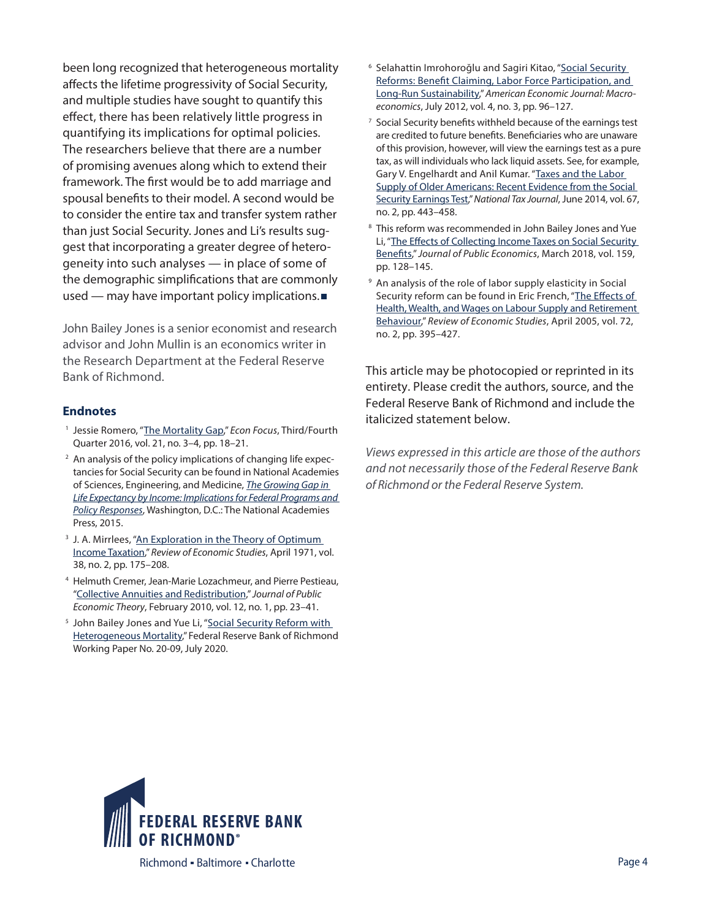been long recognized that heterogeneous mortality affects the lifetime progressivity of Social Security, and multiple studies have sought to quantify this effect, there has been relatively little progress in quantifying its implications for optimal policies. The researchers believe that there are a number of promising avenues along which to extend their framework. The first would be to add marriage and spousal benefits to their model. A second would be to consider the entire tax and transfer system rather than just Social Security. Jones and Li's results suggest that incorporating a greater degree of heterogeneity into such analyses — in place of some of the demographic simplifications that are commonly used — may have important policy implications. ■

John Bailey Jones is a senior economist and research advisor and John Mullin is an economics writer in the Research Department at the Federal Reserve Bank of Richmond.

### Endnotes

1. Jessie Romero, "The Mortality Gap," *Econ Focus*, Third/Fourth Quarter 2016, vol. 21, no. 3–4, pp. 18–21.
2. An analysis of the policy implications of changing life expectancies for Social Security can be found in National Academies of Sciences, Engineering, and Medicine, *The Growing Gap in Life Expectancy by Income: Implications for Federal Programs and Policy Responses*, Washington, D.C.: The National Academies Press, 2015.
3. J. A. Mirrlees, "An Exploration in the Theory of Optimum Income Taxation," *Review of Economic Studies*, April 1971, vol. 38, no. 2, pp. 175–208.
4. Helmuth Cremer, Jean-Marie Lozachmeur, and Pierre Pestieau, "Collective Annuities and Redistribution," *Journal of Public Economic Theory*, February 2010, vol. 12, no. 1, pp. 23–41.
5. John Bailey Jones and Yue Li, "Social Security Reform with Heterogeneous Mortality," Federal Reserve Bank of Richmond Working Paper No. 20-09, July 2020.
6. Selahattin Imrohoroğlu and Sagiri Kitao, "Social Security Reforms: Benefit Claiming, Labor Force Participation, and Long-Run Sustainability," *American Economic Journal: Macroeconomics*, July 2012, vol. 4, no. 3, pp. 96–127.
7. Social Security benefits withheld because of the earnings test are credited to future benefits. Beneficiaries who are unaware of this provision, however, will view the earnings test as a pure tax, as will individuals who lack liquid assets. See, for example, Gary V. Engelhardt and Anil Kumar. "Taxes and the Labor Supply of Older Americans: Recent Evidence from the Social Security Earnings Test," *National Tax Journal*, June 2014, vol. 67, no. 2, pp. 443–458.
8. This reform was recommended in John Bailey Jones and Yue Li, "The Effects of Collecting Income Taxes on Social Security Benefits," *Journal of Public Economics*, March 2018, vol. 159, pp. 128–145.
9. An analysis of the role of labor supply elasticity in Social Security reform can be found in Eric French, "The Effects of Health, Wealth, and Wages on Labour Supply and Retirement Behaviour," *Review of Economic Studies*, April 2005, vol. 72, no. 2, pp. 395–427.

This article may be photocopied or reprinted in its entirety. Please credit the authors, source, and the Federal Reserve Bank of Richmond and include the italicized statement below.

*Views expressed in this article are those of the authors and not necessarily those of the Federal Reserve Bank of Richmond or the Federal Reserve System.*

FEDERAL RESERVE BANK OF RICHMOND®

Richmond ▪ Baltimore ▪ Charlotte